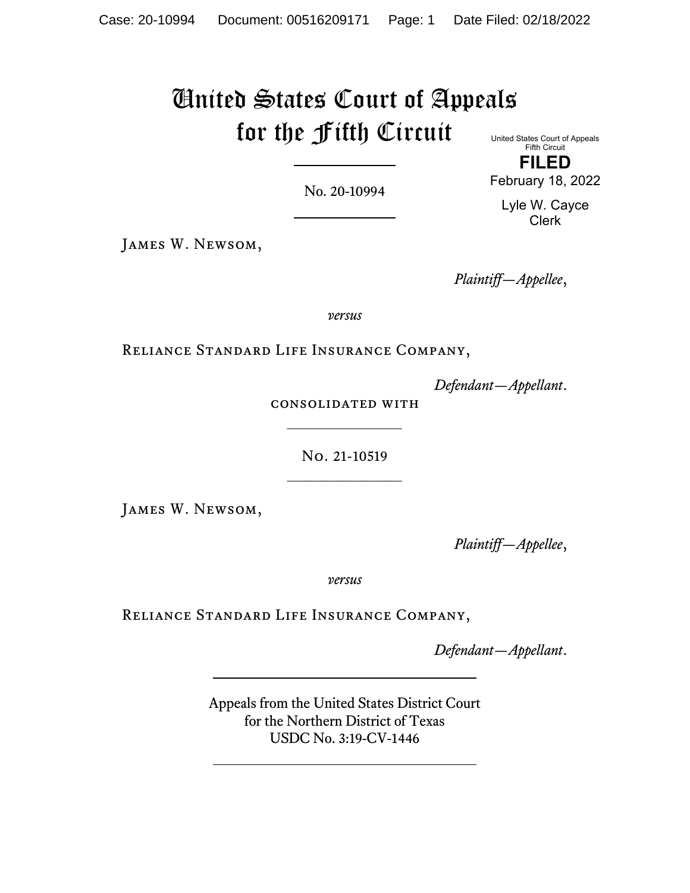# United States Court of Appeals for the Fifth Circuit

United States Court of Appeals
Fifth Circuit

**FILED**

February 18, 2022

Lyle W. Cayce
Clerk

No. 20-10994

James W. Newsom,

*Plaintiff—Appellee*,

*versus*

Reliance Standard Life Insurance Company,

*Defendant—Appellant*.

consolidated with

No. 21-10519

James W. Newsom,

*Plaintiff—Appellee*,

*versus*

Reliance Standard Life Insurance Company,

*Defendant—Appellant*.

Appeals from the United States District Court
for the Northern District of Texas
USDC No. 3:19-CV-1446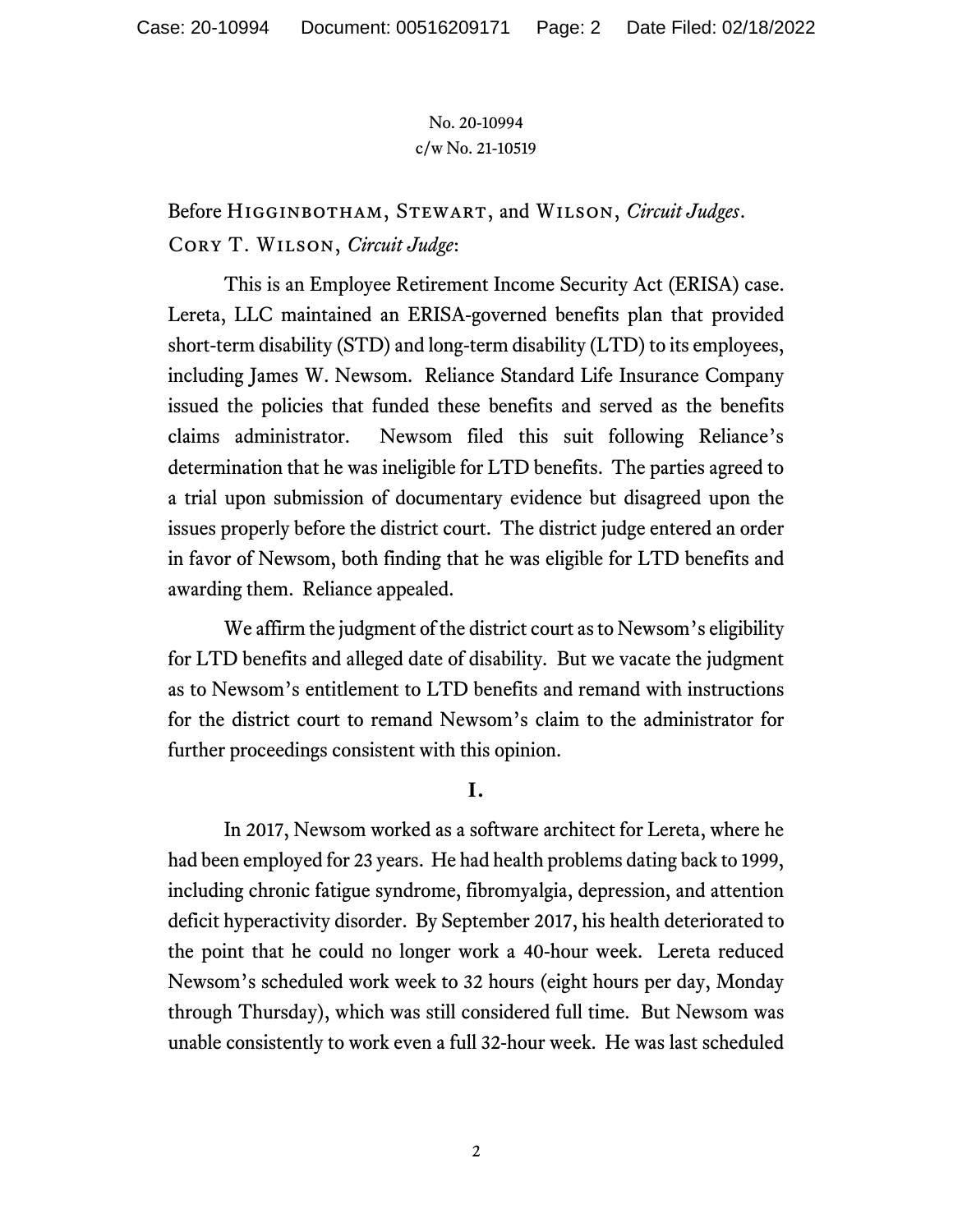No. 20-10994
c/w No. 21-10519

Before Higginbotham, Stewart, and Wilson, *Circuit Judges*.

Cory T. Wilson, *Circuit Judge*:

This is an Employee Retirement Income Security Act (ERISA) case. Lereta, LLC maintained an ERISA-governed benefits plan that provided short-term disability (STD) and long-term disability (LTD) to its employees, including James W. Newsom. Reliance Standard Life Insurance Company issued the policies that funded these benefits and served as the benefits claims administrator. Newsom filed this suit following Reliance's determination that he was ineligible for LTD benefits. The parties agreed to a trial upon submission of documentary evidence but disagreed upon the issues properly before the district court. The district judge entered an order in favor of Newsom, both finding that he was eligible for LTD benefits and awarding them. Reliance appealed.

We affirm the judgment of the district court as to Newsom's eligibility for LTD benefits and alleged date of disability. But we vacate the judgment as to Newsom's entitlement to LTD benefits and remand with instructions for the district court to remand Newsom's claim to the administrator for further proceedings consistent with this opinion.

## I.

In 2017, Newsom worked as a software architect for Lereta, where he had been employed for 23 years. He had health problems dating back to 1999, including chronic fatigue syndrome, fibromyalgia, depression, and attention deficit hyperactivity disorder. By September 2017, his health deteriorated to the point that he could no longer work a 40-hour week. Lereta reduced Newsom's scheduled work week to 32 hours (eight hours per day, Monday through Thursday), which was still considered full time. But Newsom was unable consistently to work even a full 32-hour week. He was last scheduled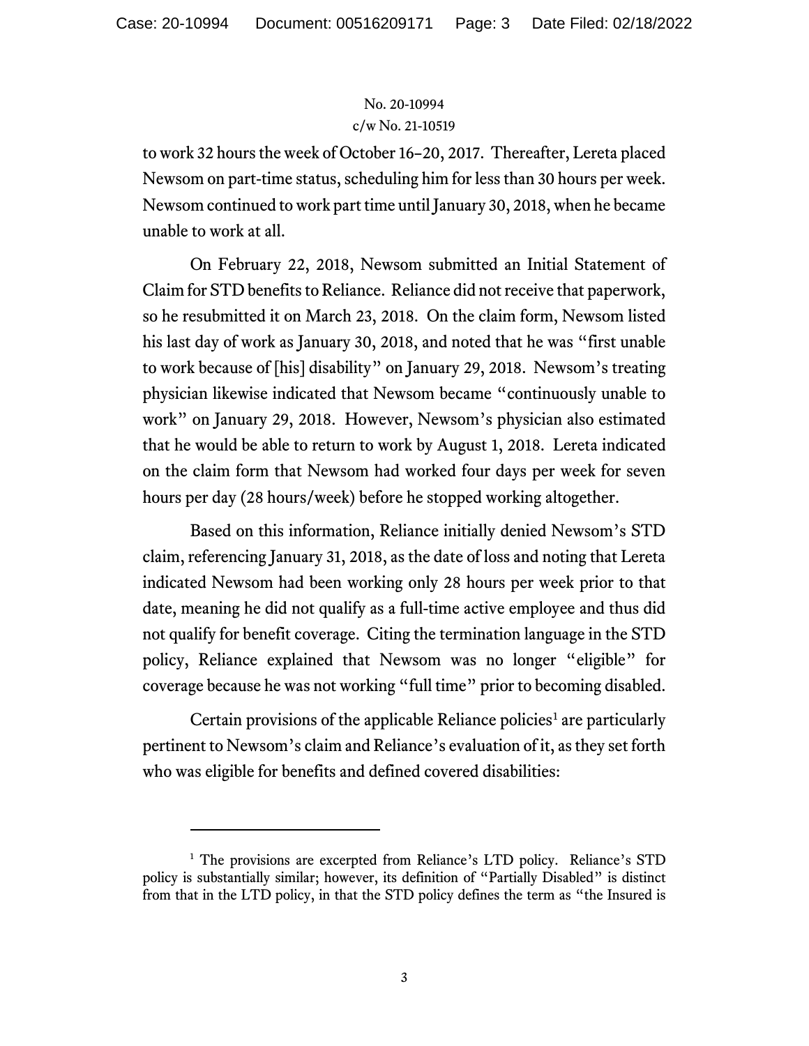to work 32 hours the week of October 16–20, 2017. Thereafter, Lereta placed Newsom on part-time status, scheduling him for less than 30 hours per week. Newsom continued to work part time until January 30, 2018, when he became unable to work at all.

On February 22, 2018, Newsom submitted an Initial Statement of Claim for STD benefits to Reliance. Reliance did not receive that paperwork, so he resubmitted it on March 23, 2018. On the claim form, Newsom listed his last day of work as January 30, 2018, and noted that he was "first unable to work because of [his] disability" on January 29, 2018. Newsom's treating physician likewise indicated that Newsom became "continuously unable to work" on January 29, 2018. However, Newsom's physician also estimated that he would be able to return to work by August 1, 2018. Lereta indicated on the claim form that Newsom had worked four days per week for seven hours per day (28 hours/week) before he stopped working altogether.

Based on this information, Reliance initially denied Newsom's STD claim, referencing January 31, 2018, as the date of loss and noting that Lereta indicated Newsom had been working only 28 hours per week prior to that date, meaning he did not qualify as a full-time active employee and thus did not qualify for benefit coverage. Citing the termination language in the STD policy, Reliance explained that Newsom was no longer "eligible" for coverage because he was not working "full time" prior to becoming disabled.

Certain provisions of the applicable Reliance policies[1] are particularly pertinent to Newsom's claim and Reliance's evaluation of it, as they set forth who was eligible for benefits and defined covered disabilities:

---

[1] The provisions are excerpted from Reliance's LTD policy. Reliance's STD policy is substantially similar; however, its definition of "Partially Disabled" is distinct from that in the LTD policy, in that the STD policy defines the term as "the Insured is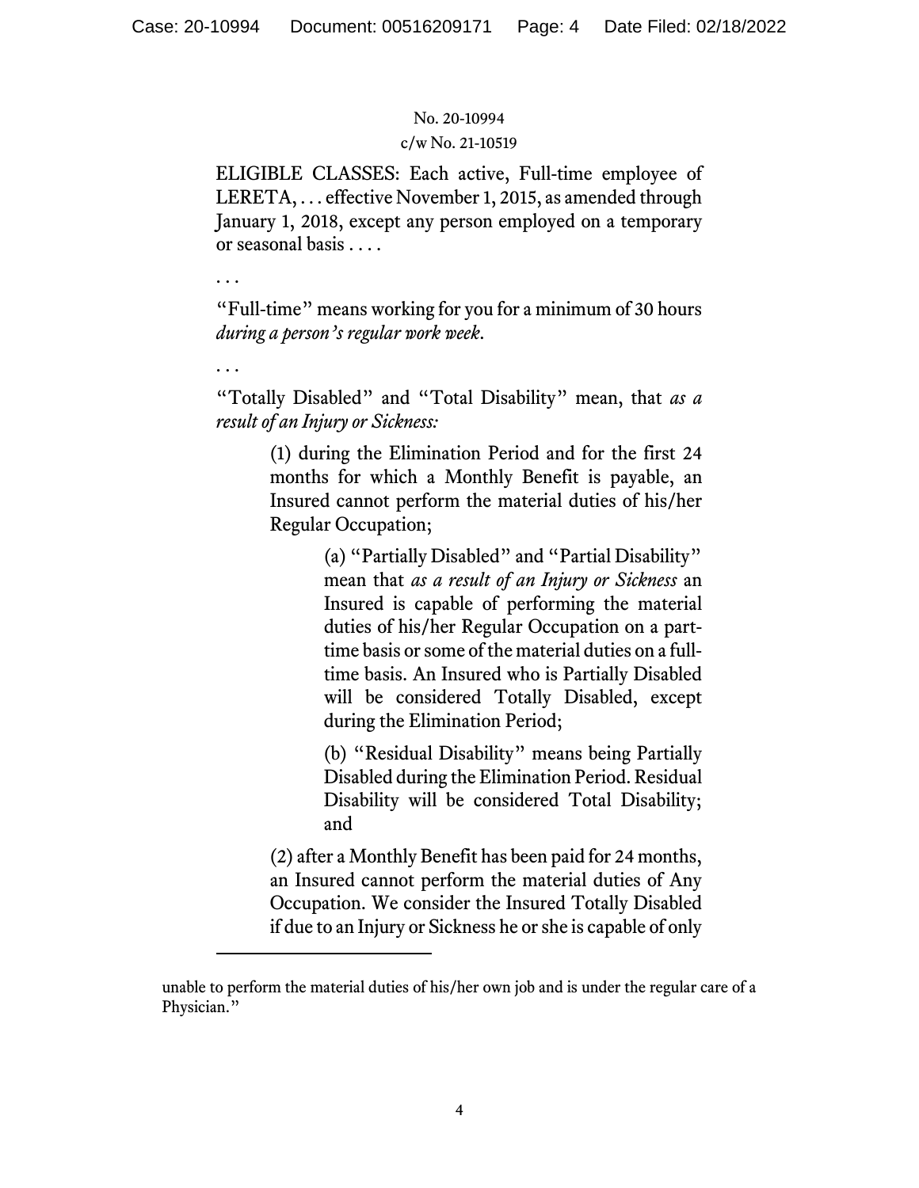> ELIGIBLE CLASSES: Each active, Full-time employee of LERETA, . . . effective November 1, 2015, as amended through January 1, 2018, except any person employed on a temporary or seasonal basis . . . .
>
> . . .
>
> "Full-time" means working for you for a minimum of 30 hours *during a person's regular work week*.
>
> . . .
>
> "Totally Disabled" and "Total Disability" mean, that *as a result of an Injury or Sickness:*
>
> > (1) during the Elimination Period and for the first 24 months for which a Monthly Benefit is payable, an Insured cannot perform the material duties of his/her Regular Occupation;
> >
> > > (a) "Partially Disabled" and "Partial Disability" mean that *as a result of an Injury or Sickness* an Insured is capable of performing the material duties of his/her Regular Occupation on a part-time basis or some of the material duties on a full-time basis. An Insured who is Partially Disabled will be considered Totally Disabled, except during the Elimination Period;
> > >
> > > (b) "Residual Disability" means being Partially Disabled during the Elimination Period. Residual Disability will be considered Total Disability; and
> >
> > (2) after a Monthly Benefit has been paid for 24 months, an Insured cannot perform the material duties of Any Occupation. We consider the Insured Totally Disabled if due to an Injury or Sickness he or she is capable of only

---

unable to perform the material duties of his/her own job and is under the regular care of a Physician."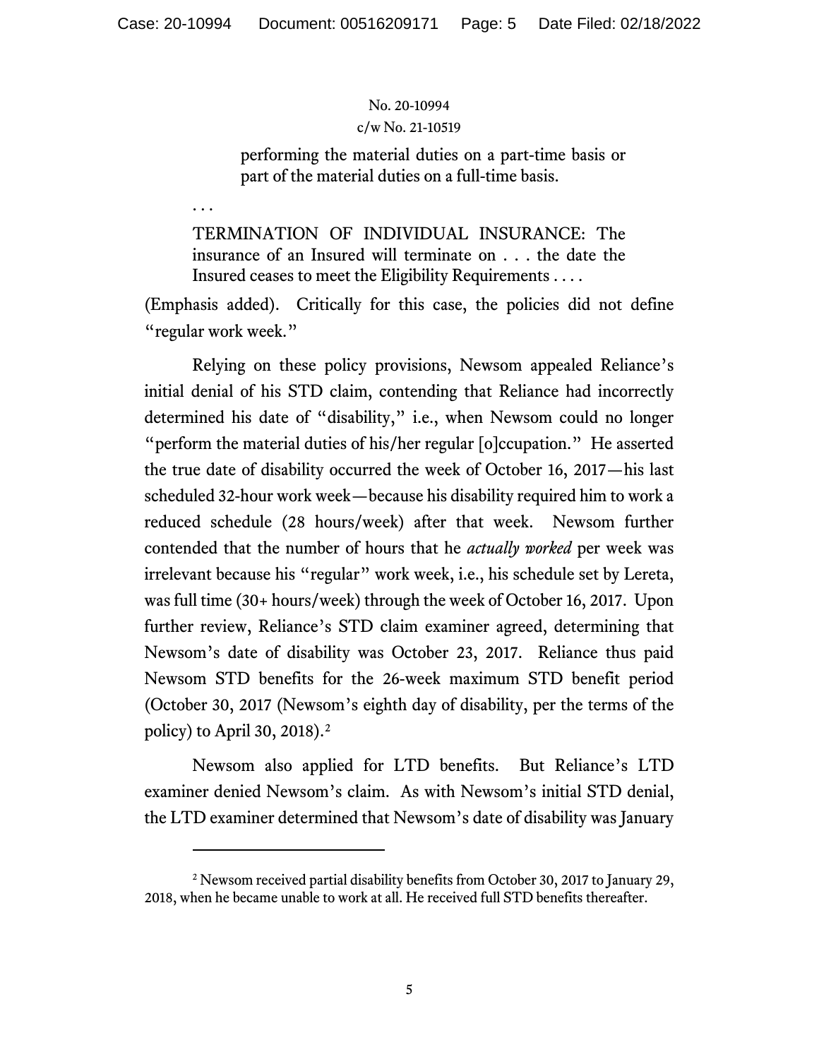> performing the material duties on a part-time basis or part of the material duties on a full-time basis.

. . .

> TERMINATION OF INDIVIDUAL INSURANCE: The insurance of an Insured will terminate on . . . the date the Insured ceases to meet the Eligibility Requirements . . . .

(Emphasis added). Critically for this case, the policies did not define "regular work week."

Relying on these policy provisions, Newsom appealed Reliance's initial denial of his STD claim, contending that Reliance had incorrectly determined his date of "disability," i.e., when Newsom could no longer "perform the material duties of his/her regular [o]ccupation." He asserted the true date of disability occurred the week of October 16, 2017—his last scheduled 32-hour work week—because his disability required him to work a reduced schedule (28 hours/week) after that week. Newsom further contended that the number of hours that he *actually worked* per week was irrelevant because his "regular" work week, i.e., his schedule set by Lereta, was full time (30+ hours/week) through the week of October 16, 2017. Upon further review, Reliance's STD claim examiner agreed, determining that Newsom's date of disability was October 23, 2017. Reliance thus paid Newsom STD benefits for the 26-week maximum STD benefit period (October 30, 2017 (Newsom's eighth day of disability, per the terms of the policy) to April 30, 2018).[2]

Newsom also applied for LTD benefits. But Reliance's LTD examiner denied Newsom's claim. As with Newsom's initial STD denial, the LTD examiner determined that Newsom's date of disability was January

---

[2] Newsom received partial disability benefits from October 30, 2017 to January 29, 2018, when he became unable to work at all. He received full STD benefits thereafter.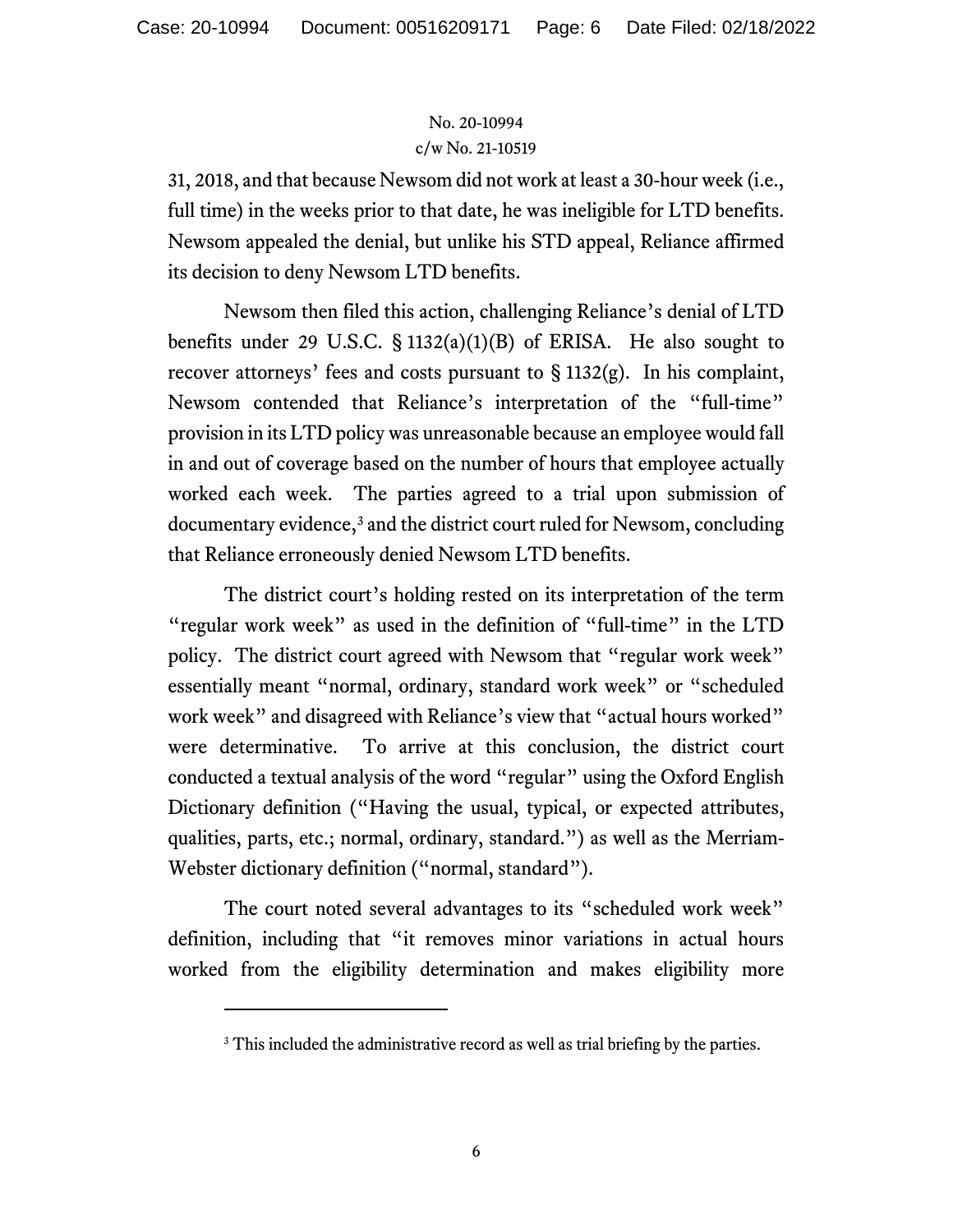31, 2018, and that because Newsom did not work at least a 30-hour week (i.e., full time) in the weeks prior to that date, he was ineligible for LTD benefits. Newsom appealed the denial, but unlike his STD appeal, Reliance affirmed its decision to deny Newsom LTD benefits.

Newsom then filed this action, challenging Reliance's denial of LTD benefits under 29 U.S.C. § 1132(a)(1)(B) of ERISA. He also sought to recover attorneys' fees and costs pursuant to § 1132(g). In his complaint, Newsom contended that Reliance's interpretation of the "full-time" provision in its LTD policy was unreasonable because an employee would fall in and out of coverage based on the number of hours that employee actually worked each week. The parties agreed to a trial upon submission of documentary evidence,[3] and the district court ruled for Newsom, concluding that Reliance erroneously denied Newsom LTD benefits.

The district court's holding rested on its interpretation of the term "regular work week" as used in the definition of "full-time" in the LTD policy. The district court agreed with Newsom that "regular work week" essentially meant "normal, ordinary, standard work week" or "scheduled work week" and disagreed with Reliance's view that "actual hours worked" were determinative. To arrive at this conclusion, the district court conducted a textual analysis of the word "regular" using the Oxford English Dictionary definition ("Having the usual, typical, or expected attributes, qualities, parts, etc.; normal, ordinary, standard.") as well as the Merriam-Webster dictionary definition ("normal, standard").

The court noted several advantages to its "scheduled work week" definition, including that "it removes minor variations in actual hours worked from the eligibility determination and makes eligibility more

[3] This included the administrative record as well as trial briefing by the parties.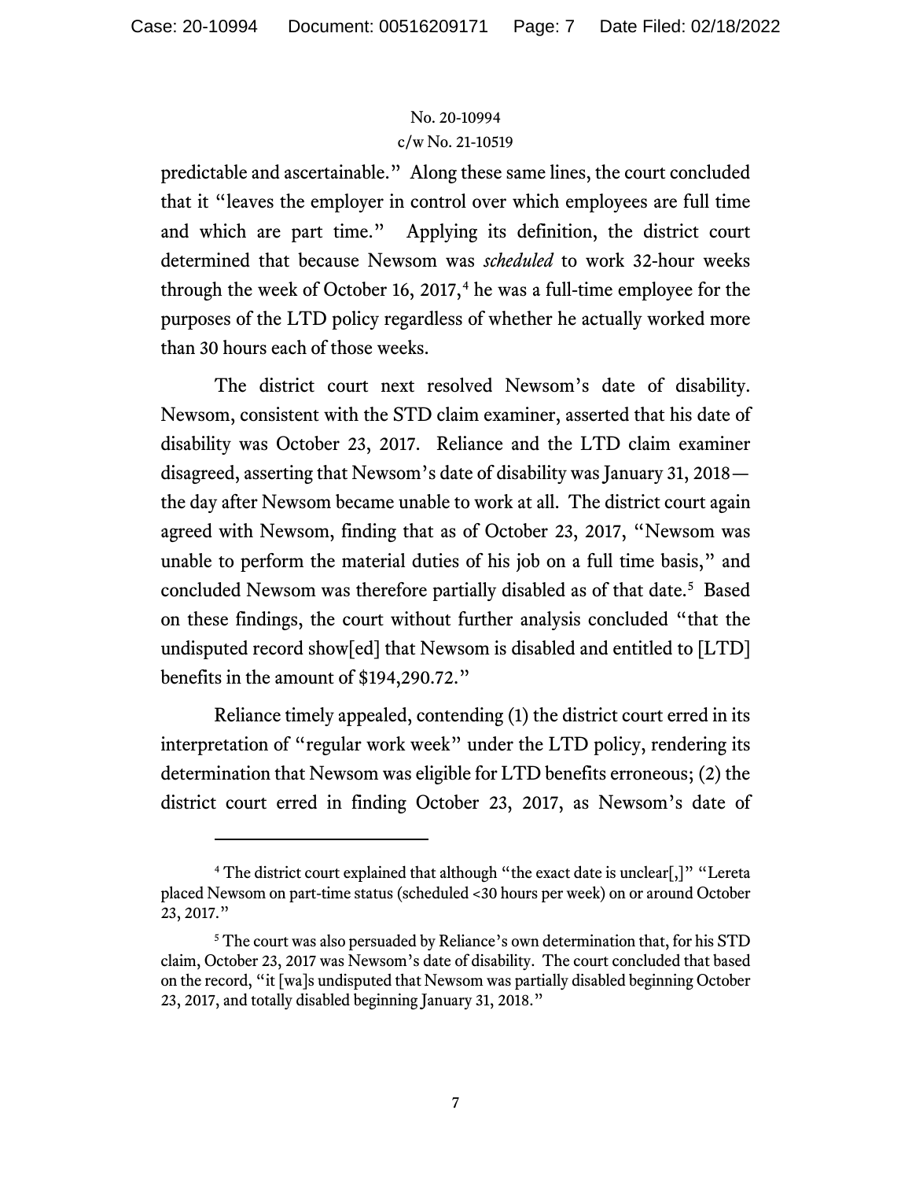predictable and ascertainable." Along these same lines, the court concluded that it "leaves the employer in control over which employees are full time and which are part time." Applying its definition, the district court determined that because Newsom was *scheduled* to work 32-hour weeks through the week of October 16, 2017,[4] he was a full-time employee for the purposes of the LTD policy regardless of whether he actually worked more than 30 hours each of those weeks.

The district court next resolved Newsom's date of disability. Newsom, consistent with the STD claim examiner, asserted that his date of disability was October 23, 2017. Reliance and the LTD claim examiner disagreed, asserting that Newsom's date of disability was January 31, 2018—the day after Newsom became unable to work at all. The district court again agreed with Newsom, finding that as of October 23, 2017, "Newsom was unable to perform the material duties of his job on a full time basis," and concluded Newsom was therefore partially disabled as of that date.[5] Based on these findings, the court without further analysis concluded "that the undisputed record show[ed] that Newsom is disabled and entitled to [LTD] benefits in the amount of $194,290.72."

Reliance timely appealed, contending (1) the district court erred in its interpretation of "regular work week" under the LTD policy, rendering its determination that Newsom was eligible for LTD benefits erroneous; (2) the district court erred in finding October 23, 2017, as Newsom's date of

---

[4] The district court explained that although "the exact date is unclear[,]" "Lereta placed Newsom on part-time status (scheduled <30 hours per week) on or around October 23, 2017."

[5] The court was also persuaded by Reliance's own determination that, for his STD claim, October 23, 2017 was Newsom's date of disability. The court concluded that based on the record, "it [wa]s undisputed that Newsom was partially disabled beginning October 23, 2017, and totally disabled beginning January 31, 2018."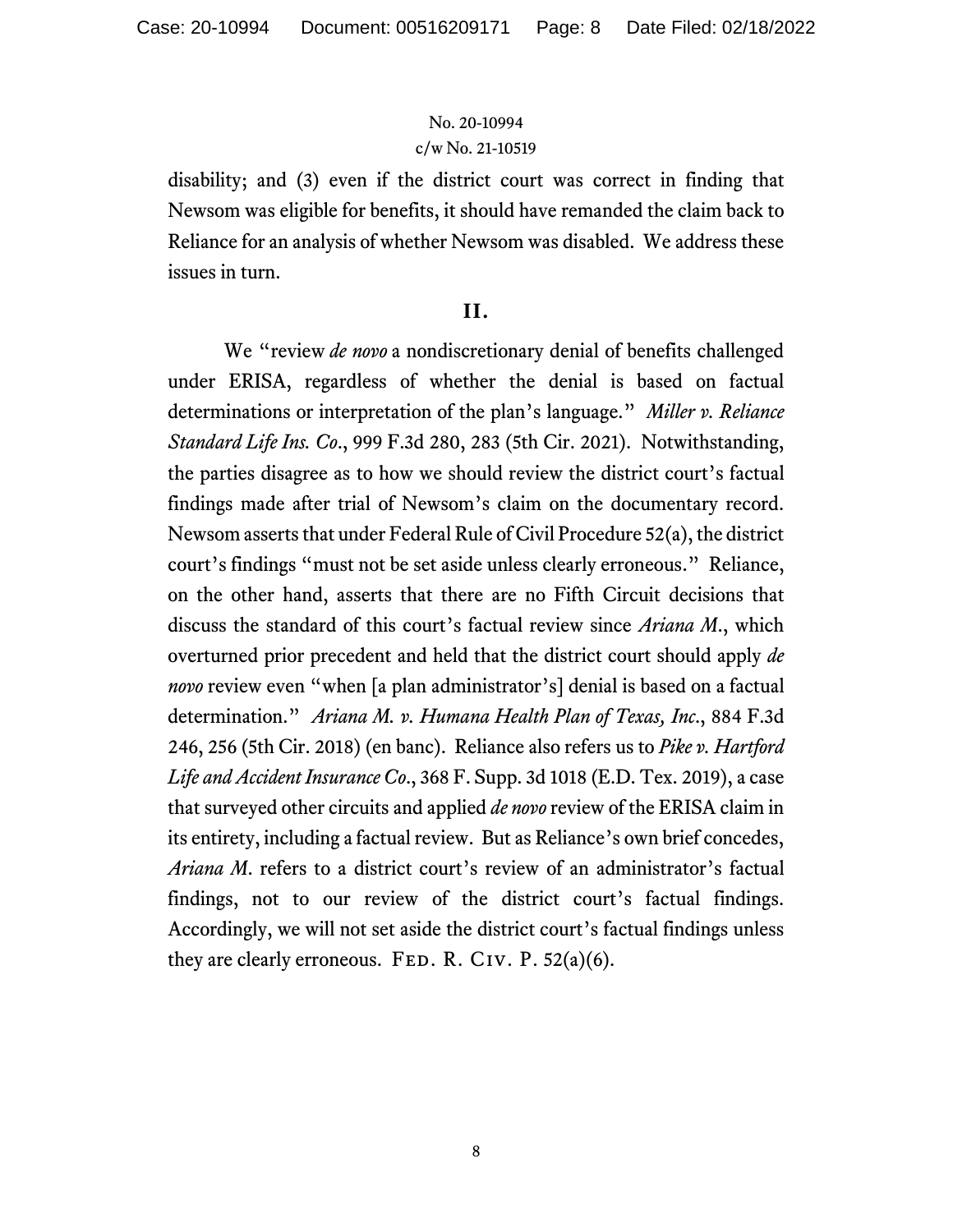disability; and (3) even if the district court was correct in finding that Newsom was eligible for benefits, it should have remanded the claim back to Reliance for an analysis of whether Newsom was disabled. We address these issues in turn.

## II.

We "review *de novo* a nondiscretionary denial of benefits challenged under ERISA, regardless of whether the denial is based on factual determinations or interpretation of the plan's language." *Miller v. Reliance Standard Life Ins. Co*., 999 F.3d 280, 283 (5th Cir. 2021). Notwithstanding, the parties disagree as to how we should review the district court's factual findings made after trial of Newsom's claim on the documentary record. Newsom asserts that under Federal Rule of Civil Procedure 52(a), the district court's findings "must not be set aside unless clearly erroneous." Reliance, on the other hand, asserts that there are no Fifth Circuit decisions that discuss the standard of this court's factual review since *Ariana M*., which overturned prior precedent and held that the district court should apply *de novo* review even "when [a plan administrator's] denial is based on a factual determination." *Ariana M. v. Humana Health Plan of Texas, Inc*., 884 F.3d 246, 256 (5th Cir. 2018) (en banc). Reliance also refers us to *Pike v. Hartford Life and Accident Insurance Co*., 368 F. Supp. 3d 1018 (E.D. Tex. 2019), a case that surveyed other circuits and applied *de novo* review of the ERISA claim in its entirety, including a factual review. But as Reliance's own brief concedes, *Ariana M*. refers to a district court's review of an administrator's factual findings, not to our review of the district court's factual findings. Accordingly, we will not set aside the district court's factual findings unless they are clearly erroneous. FED. R. CIV. P. 52(a)(6).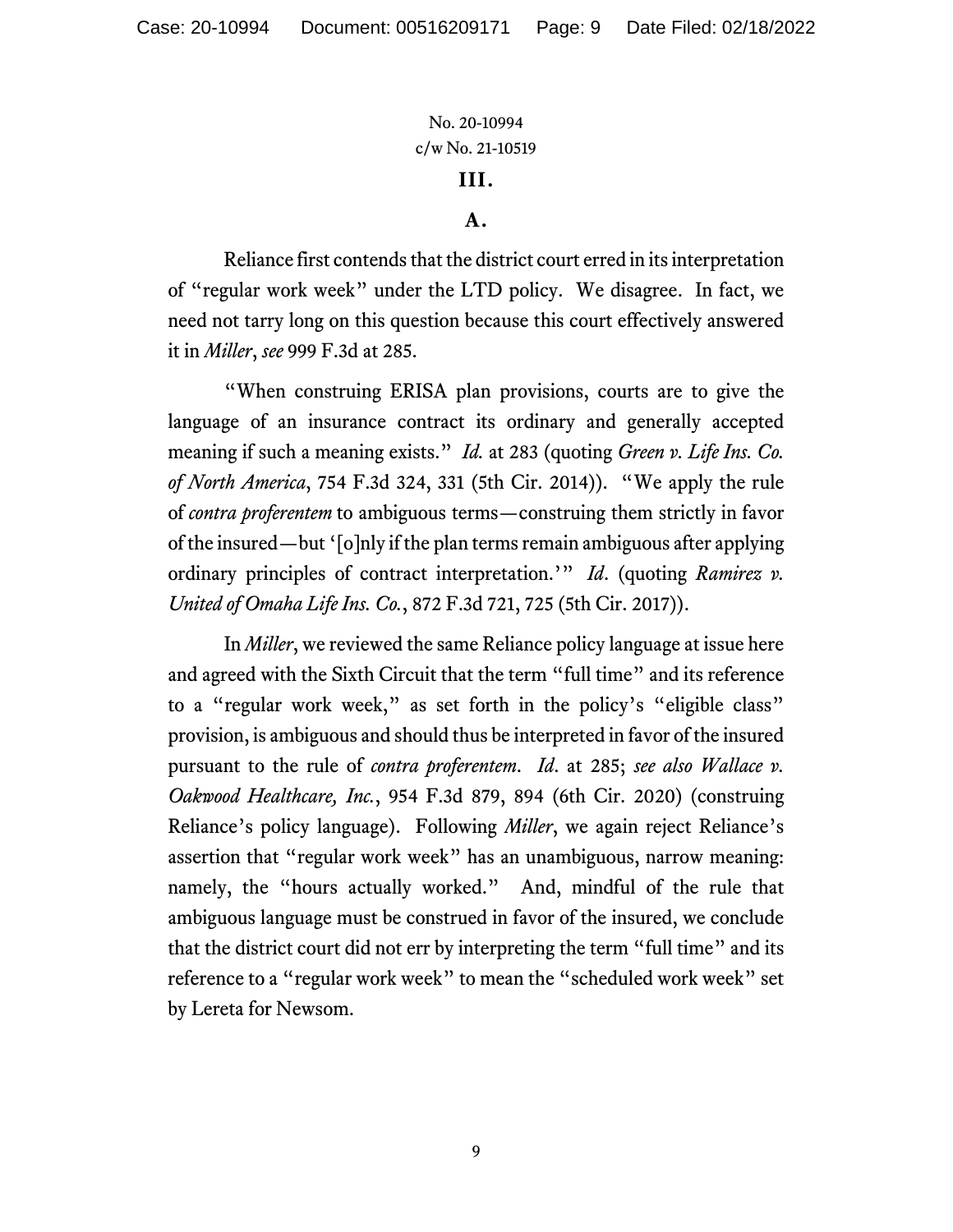### III.

### A.

Reliance first contends that the district court erred in its interpretation of "regular work week" under the LTD policy. We disagree. In fact, we need not tarry long on this question because this court effectively answered it in *Miller*, *see* 999 F.3d at 285.

"When construing ERISA plan provisions, courts are to give the language of an insurance contract its ordinary and generally accepted meaning if such a meaning exists." *Id.* at 283 (quoting *Green v. Life Ins. Co. of North America*, 754 F.3d 324, 331 (5th Cir. 2014)). "We apply the rule of *contra proferentem* to ambiguous terms—construing them strictly in favor of the insured—but '[o]nly if the plan terms remain ambiguous after applying ordinary principles of contract interpretation.'" *Id*. (quoting *Ramirez v. United of Omaha Life Ins. Co.*, 872 F.3d 721, 725 (5th Cir. 2017)).

In *Miller*, we reviewed the same Reliance policy language at issue here and agreed with the Sixth Circuit that the term "full time" and its reference to a "regular work week," as set forth in the policy's "eligible class" provision, is ambiguous and should thus be interpreted in favor of the insured pursuant to the rule of *contra proferentem*. *Id*. at 285; *see also Wallace v. Oakwood Healthcare, Inc.*, 954 F.3d 879, 894 (6th Cir. 2020) (construing Reliance's policy language). Following *Miller*, we again reject Reliance's assertion that "regular work week" has an unambiguous, narrow meaning: namely, the "hours actually worked." And, mindful of the rule that ambiguous language must be construed in favor of the insured, we conclude that the district court did not err by interpreting the term "full time" and its reference to a "regular work week" to mean the "scheduled work week" set by Lereta for Newsom.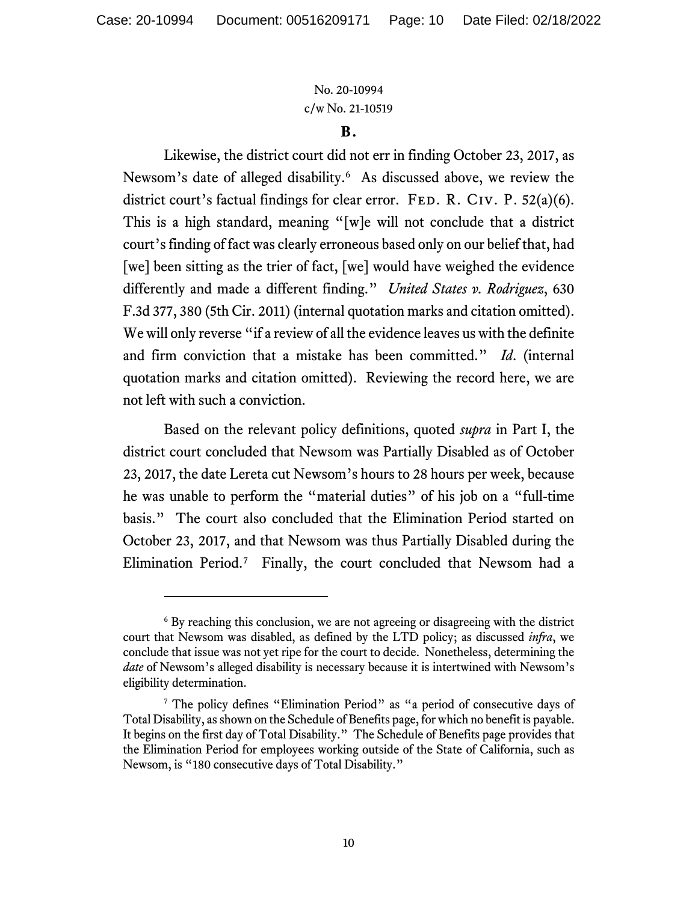### B.

Likewise, the district court did not err in finding October 23, 2017, as Newsom's date of alleged disability.[6] As discussed above, we review the district court's factual findings for clear error. Fed. R. Civ. P. 52(a)(6). This is a high standard, meaning "[w]e will not conclude that a district court's finding of fact was clearly erroneous based only on our belief that, had [we] been sitting as the trier of fact, [we] would have weighed the evidence differently and made a different finding." *United States v. Rodriguez*, 630 F.3d 377, 380 (5th Cir. 2011) (internal quotation marks and citation omitted). We will only reverse "if a review of all the evidence leaves us with the definite and firm conviction that a mistake has been committed." *Id*. (internal quotation marks and citation omitted). Reviewing the record here, we are not left with such a conviction.

Based on the relevant policy definitions, quoted *supra* in Part I, the district court concluded that Newsom was Partially Disabled as of October 23, 2017, the date Lereta cut Newsom's hours to 28 hours per week, because he was unable to perform the "material duties" of his job on a "full-time basis." The court also concluded that the Elimination Period started on October 23, 2017, and that Newsom was thus Partially Disabled during the Elimination Period.[7] Finally, the court concluded that Newsom had a

---

[6] By reaching this conclusion, we are not agreeing or disagreeing with the district court that Newsom was disabled, as defined by the LTD policy; as discussed *infra*, we conclude that issue was not yet ripe for the court to decide. Nonetheless, determining the *date* of Newsom's alleged disability is necessary because it is intertwined with Newsom's eligibility determination.

[7] The policy defines "Elimination Period" as "a period of consecutive days of Total Disability, as shown on the Schedule of Benefits page, for which no benefit is payable. It begins on the first day of Total Disability." The Schedule of Benefits page provides that the Elimination Period for employees working outside of the State of California, such as Newsom, is "180 consecutive days of Total Disability."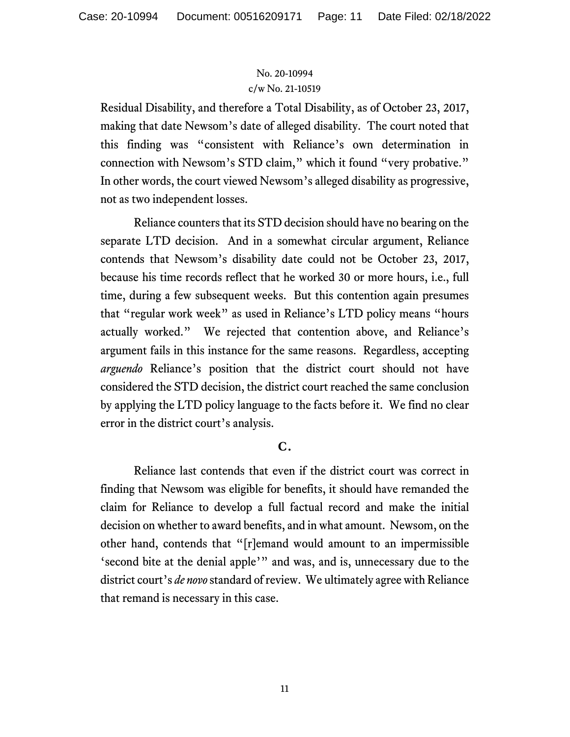Residual Disability, and therefore a Total Disability, as of October 23, 2017, making that date Newsom's date of alleged disability. The court noted that this finding was "consistent with Reliance's own determination in connection with Newsom's STD claim," which it found "very probative." In other words, the court viewed Newsom's alleged disability as progressive, not as two independent losses.

Reliance counters that its STD decision should have no bearing on the separate LTD decision. And in a somewhat circular argument, Reliance contends that Newsom's disability date could not be October 23, 2017, because his time records reflect that he worked 30 or more hours, i.e., full time, during a few subsequent weeks. But this contention again presumes that "regular work week" as used in Reliance's LTD policy means "hours actually worked." We rejected that contention above, and Reliance's argument fails in this instance for the same reasons. Regardless, accepting *arguendo* Reliance's position that the district court should not have considered the STD decision, the district court reached the same conclusion by applying the LTD policy language to the facts before it. We find no clear error in the district court's analysis.

## C.

Reliance last contends that even if the district court was correct in finding that Newsom was eligible for benefits, it should have remanded the claim for Reliance to develop a full factual record and make the initial decision on whether to award benefits, and in what amount. Newsom, on the other hand, contends that "[r]emand would amount to an impermissible 'second bite at the denial apple'" and was, and is, unnecessary due to the district court's *de novo* standard of review. We ultimately agree with Reliance that remand is necessary in this case.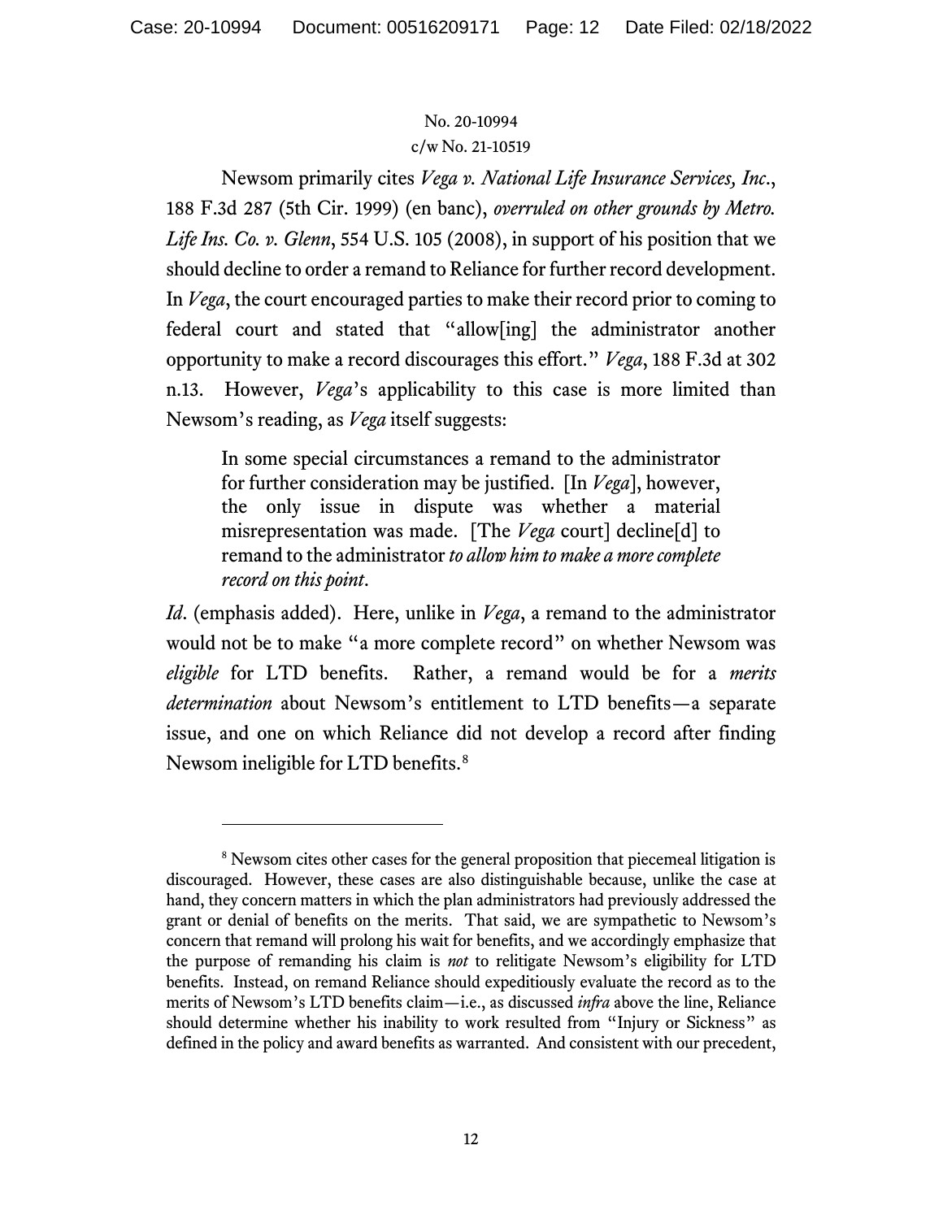No. 20-10994
c/w No. 21-10519

Newsom primarily cites *Vega v. National Life Insurance Services, Inc.*, 188 F.3d 287 (5th Cir. 1999) (en banc), *overruled on other grounds by Metro. Life Ins. Co. v. Glenn*, 554 U.S. 105 (2008), in support of his position that we should decline to order a remand to Reliance for further record development. In *Vega*, the court encouraged parties to make their record prior to coming to federal court and stated that "allow[ing] the administrator another opportunity to make a record discourages this effort." *Vega*, 188 F.3d at 302 n.13. However, *Vega*'s applicability to this case is more limited than Newsom's reading, as *Vega* itself suggests:

> In some special circumstances a remand to the administrator for further consideration may be justified. [In *Vega*], however, the only issue in dispute was whether a material misrepresentation was made. [The *Vega* court] decline[d] to remand to the administrator *to allow him to make a more complete record on this point*.

*Id*. (emphasis added). Here, unlike in *Vega*, a remand to the administrator would not be to make "a more complete record" on whether Newsom was *eligible* for LTD benefits. Rather, a remand would be for a *merits determination* about Newsom's entitlement to LTD benefits—a separate issue, and one on which Reliance did not develop a record after finding Newsom ineligible for LTD benefits.[8]

---

[8] Newsom cites other cases for the general proposition that piecemeal litigation is discouraged. However, these cases are also distinguishable because, unlike the case at hand, they concern matters in which the plan administrators had previously addressed the grant or denial of benefits on the merits. That said, we are sympathetic to Newsom's concern that remand will prolong his wait for benefits, and we accordingly emphasize that the purpose of remanding his claim is *not* to relitigate Newsom's eligibility for LTD benefits. Instead, on remand Reliance should expeditiously evaluate the record as to the merits of Newsom's LTD benefits claim—i.e., as discussed *infra* above the line, Reliance should determine whether his inability to work resulted from "Injury or Sickness" as defined in the policy and award benefits as warranted. And consistent with our precedent,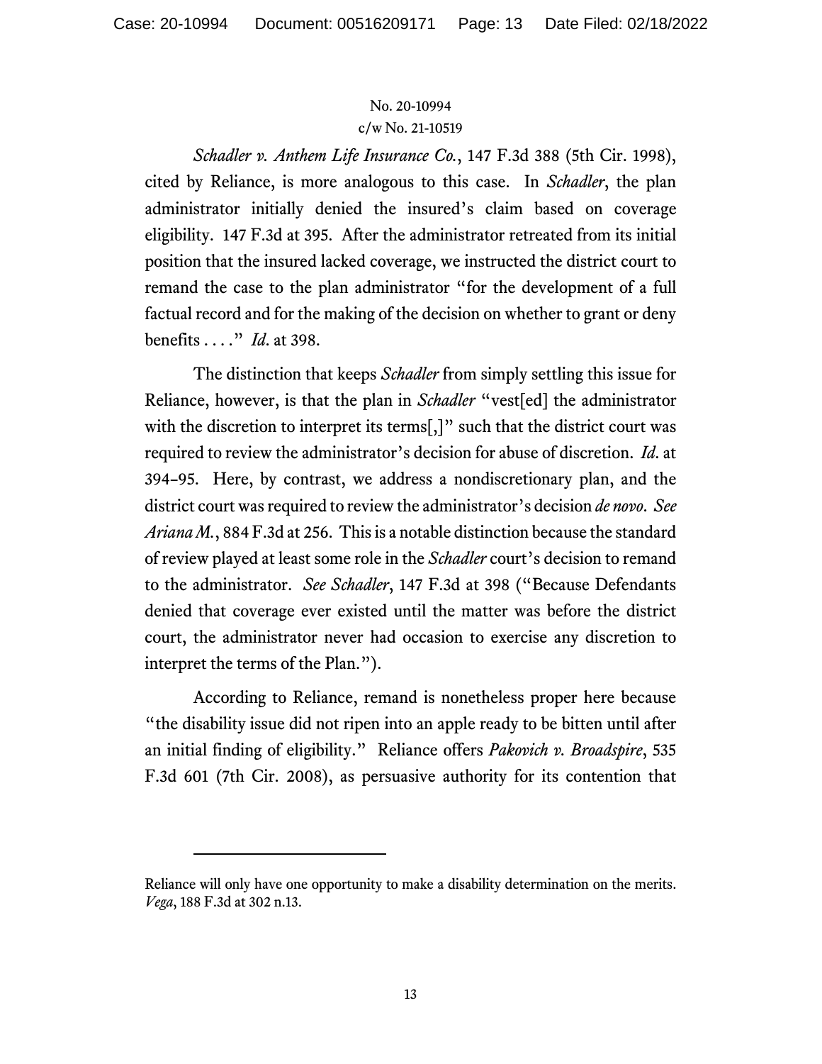*Schadler v. Anthem Life Insurance Co.*, 147 F.3d 388 (5th Cir. 1998), cited by Reliance, is more analogous to this case. In *Schadler*, the plan administrator initially denied the insured's claim based on coverage eligibility. 147 F.3d at 395. After the administrator retreated from its initial position that the insured lacked coverage, we instructed the district court to remand the case to the plan administrator "for the development of a full factual record and for the making of the decision on whether to grant or deny benefits . . . ." *Id.* at 398.

The distinction that keeps *Schadler* from simply settling this issue for Reliance, however, is that the plan in *Schadler* "vest[ed] the administrator with the discretion to interpret its terms[,]" such that the district court was required to review the administrator's decision for abuse of discretion. *Id.* at 394–95. Here, by contrast, we address a nondiscretionary plan, and the district court was required to review the administrator's decision *de novo*. *See Ariana M.*, 884 F.3d at 256. This is a notable distinction because the standard of review played at least some role in the *Schadler* court's decision to remand to the administrator. *See Schadler*, 147 F.3d at 398 ("Because Defendants denied that coverage ever existed until the matter was before the district court, the administrator never had occasion to exercise any discretion to interpret the terms of the Plan.").

According to Reliance, remand is nonetheless proper here because "the disability issue did not ripen into an apple ready to be bitten until after an initial finding of eligibility." Reliance offers *Pakovich v. Broadspire*, 535 F.3d 601 (7th Cir. 2008), as persuasive authority for its contention that

---

Reliance will only have one opportunity to make a disability determination on the merits. *Vega*, 188 F.3d at 302 n.13.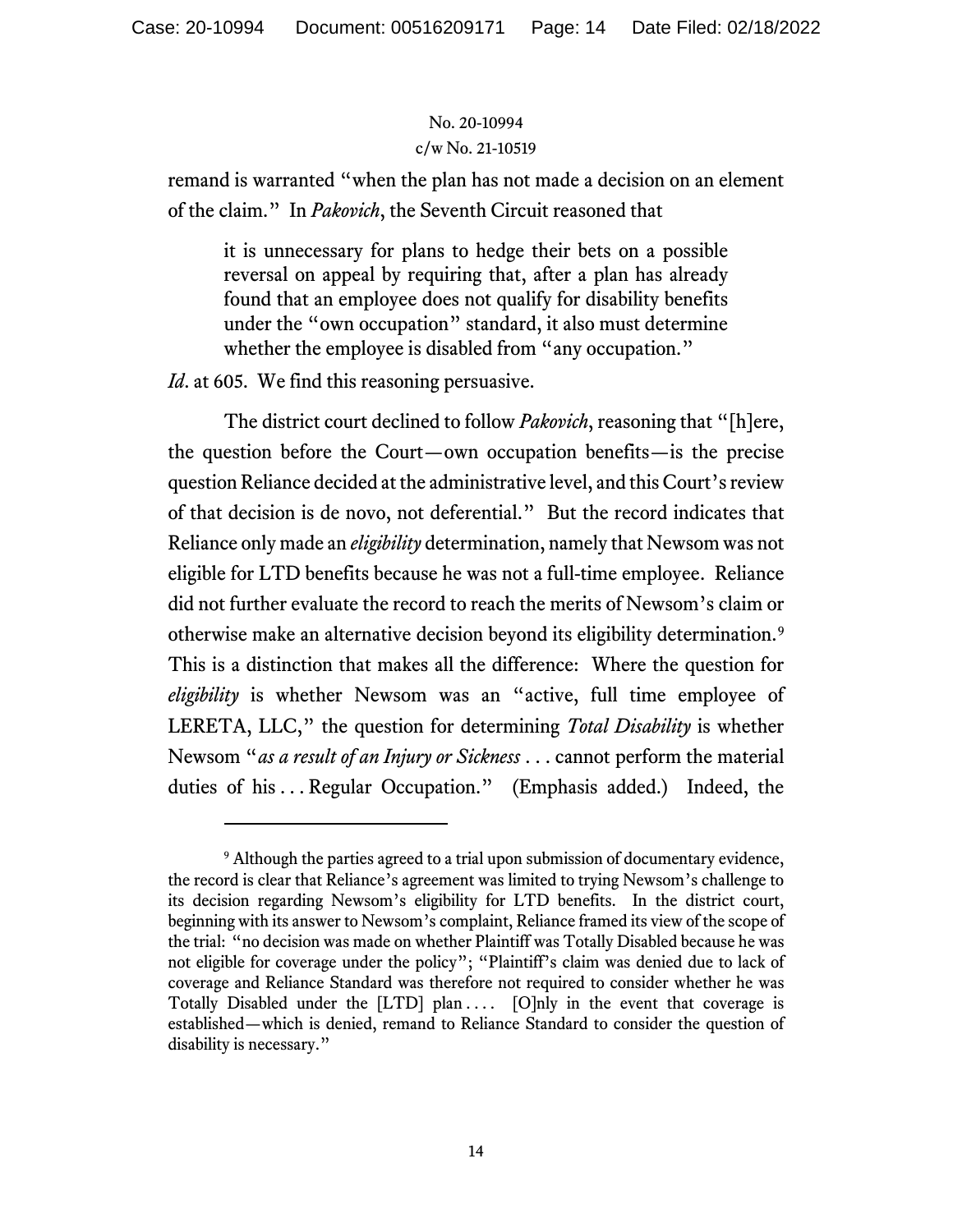remand is warranted "when the plan has not made a decision on an element of the claim." In *Pakovich*, the Seventh Circuit reasoned that

> it is unnecessary for plans to hedge their bets on a possible reversal on appeal by requiring that, after a plan has already found that an employee does not qualify for disability benefits under the "own occupation" standard, it also must determine whether the employee is disabled from "any occupation."

*Id*. at 605. We find this reasoning persuasive.

The district court declined to follow *Pakovich*, reasoning that "[h]ere, the question before the Court—own occupation benefits—is the precise question Reliance decided at the administrative level, and this Court's review of that decision is de novo, not deferential." But the record indicates that Reliance only made an *eligibility* determination, namely that Newsom was not eligible for LTD benefits because he was not a full-time employee. Reliance did not further evaluate the record to reach the merits of Newsom's claim or otherwise make an alternative decision beyond its eligibility determination.[9] This is a distinction that makes all the difference: Where the question for *eligibility* is whether Newsom was an "active, full time employee of LERETA, LLC," the question for determining *Total Disability* is whether Newsom "*as a result of an Injury or Sickness* . . . cannot perform the material duties of his . . . Regular Occupation." (Emphasis added.) Indeed, the

---

[9] Although the parties agreed to a trial upon submission of documentary evidence, the record is clear that Reliance's agreement was limited to trying Newsom's challenge to its decision regarding Newsom's eligibility for LTD benefits. In the district court, beginning with its answer to Newsom's complaint, Reliance framed its view of the scope of the trial: "no decision was made on whether Plaintiff was Totally Disabled because he was not eligible for coverage under the policy"; "Plaintiff's claim was denied due to lack of coverage and Reliance Standard was therefore not required to consider whether he was Totally Disabled under the [LTD] plan . . . . [O]nly in the event that coverage is established—which is denied, remand to Reliance Standard to consider the question of disability is necessary."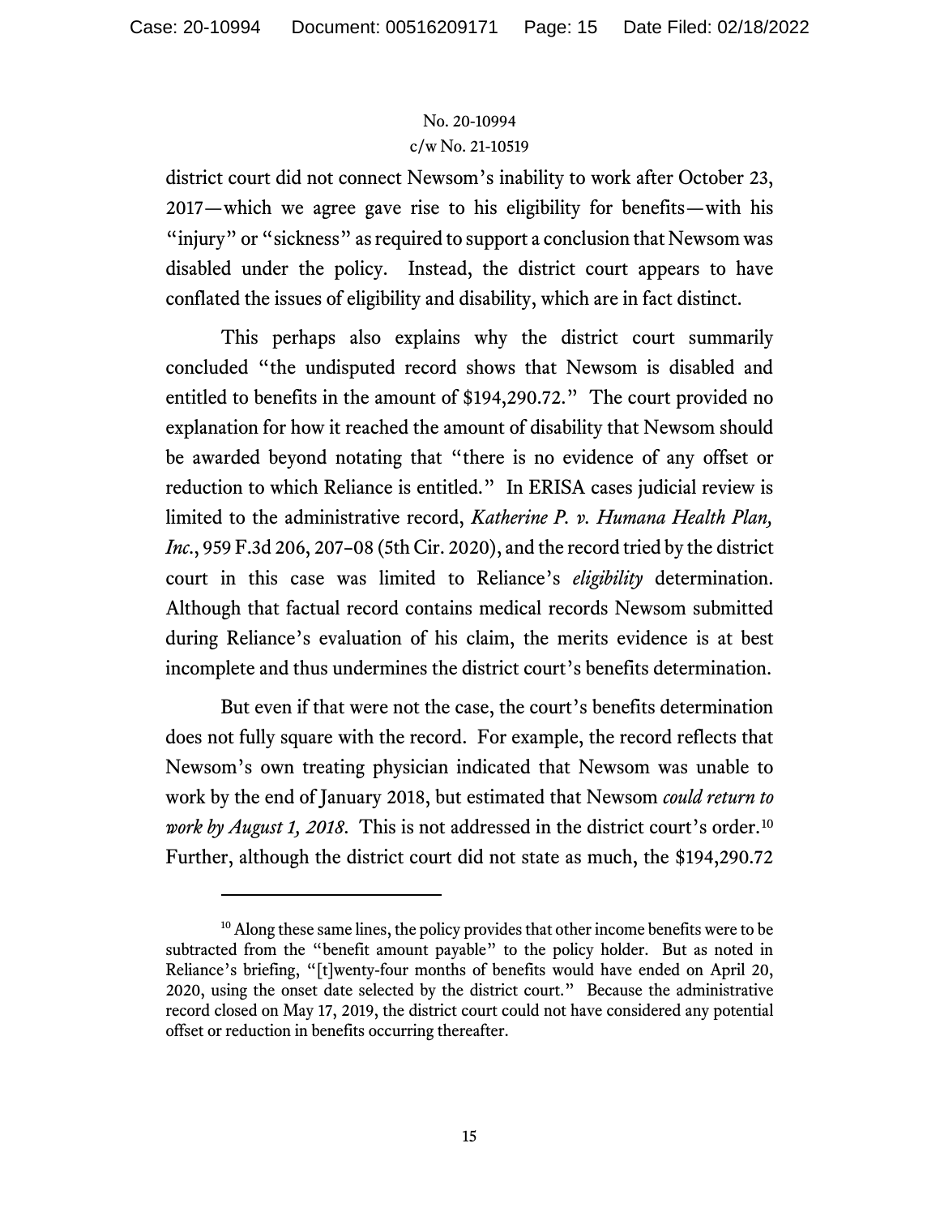district court did not connect Newsom's inability to work after October 23, 2017—which we agree gave rise to his eligibility for benefits—with his "injury" or "sickness" as required to support a conclusion that Newsom was disabled under the policy. Instead, the district court appears to have conflated the issues of eligibility and disability, which are in fact distinct.

This perhaps also explains why the district court summarily concluded "the undisputed record shows that Newsom is disabled and entitled to benefits in the amount of $194,290.72." The court provided no explanation for how it reached the amount of disability that Newsom should be awarded beyond notating that "there is no evidence of any offset or reduction to which Reliance is entitled." In ERISA cases judicial review is limited to the administrative record, *Katherine P. v. Humana Health Plan, Inc.*, 959 F.3d 206, 207–08 (5th Cir. 2020), and the record tried by the district court in this case was limited to Reliance's *eligibility* determination. Although that factual record contains medical records Newsom submitted during Reliance's evaluation of his claim, the merits evidence is at best incomplete and thus undermines the district court's benefits determination.

But even if that were not the case, the court's benefits determination does not fully square with the record. For example, the record reflects that Newsom's own treating physician indicated that Newsom was unable to work by the end of January 2018, but estimated that Newsom *could return to work by August 1, 2018*. This is not addressed in the district court's order.[10] Further, although the district court did not state as much, the $194,290.72

---

[10] Along these same lines, the policy provides that other income benefits were to be subtracted from the "benefit amount payable" to the policy holder. But as noted in Reliance's briefing, "[t]wenty-four months of benefits would have ended on April 20, 2020, using the onset date selected by the district court." Because the administrative record closed on May 17, 2019, the district court could not have considered any potential offset or reduction in benefits occurring thereafter.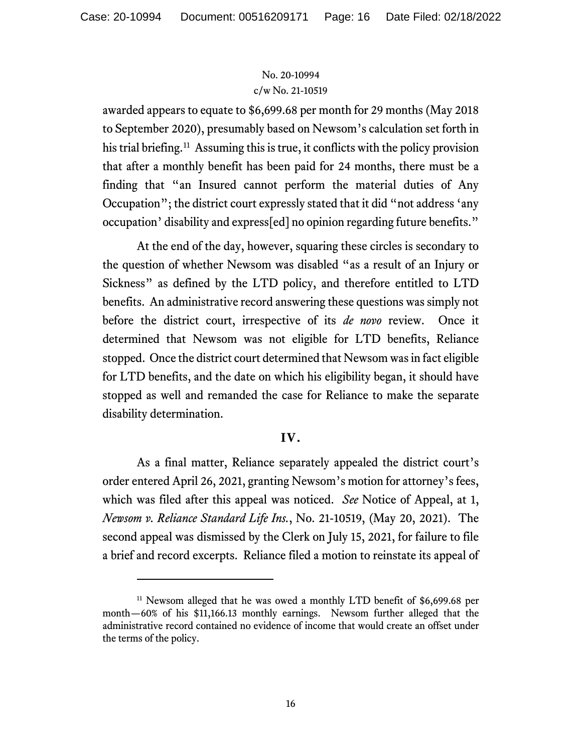awarded appears to equate to $6,699.68 per month for 29 months (May 2018 to September 2020), presumably based on Newsom's calculation set forth in his trial briefing.[11] Assuming this is true, it conflicts with the policy provision that after a monthly benefit has been paid for 24 months, there must be a finding that "an Insured cannot perform the material duties of Any Occupation"; the district court expressly stated that it did "not address 'any occupation' disability and express[ed] no opinion regarding future benefits."

At the end of the day, however, squaring these circles is secondary to the question of whether Newsom was disabled "as a result of an Injury or Sickness" as defined by the LTD policy, and therefore entitled to LTD benefits. An administrative record answering these questions was simply not before the district court, irrespective of its *de novo* review. Once it determined that Newsom was not eligible for LTD benefits, Reliance stopped. Once the district court determined that Newsom was in fact eligible for LTD benefits, and the date on which his eligibility began, it should have stopped as well and remanded the case for Reliance to make the separate disability determination.

## IV.

As a final matter, Reliance separately appealed the district court's order entered April 26, 2021, granting Newsom's motion for attorney's fees, which was filed after this appeal was noticed. *See* Notice of Appeal, at 1, *Newsom v. Reliance Standard Life Ins.*, No. 21-10519, (May 20, 2021). The second appeal was dismissed by the Clerk on July 15, 2021, for failure to file a brief and record excerpts. Reliance filed a motion to reinstate its appeal of

---

[11] Newsom alleged that he was owed a monthly LTD benefit of $6,699.68 per month—60% of his $11,166.13 monthly earnings. Newsom further alleged that the administrative record contained no evidence of income that would create an offset under the terms of the policy.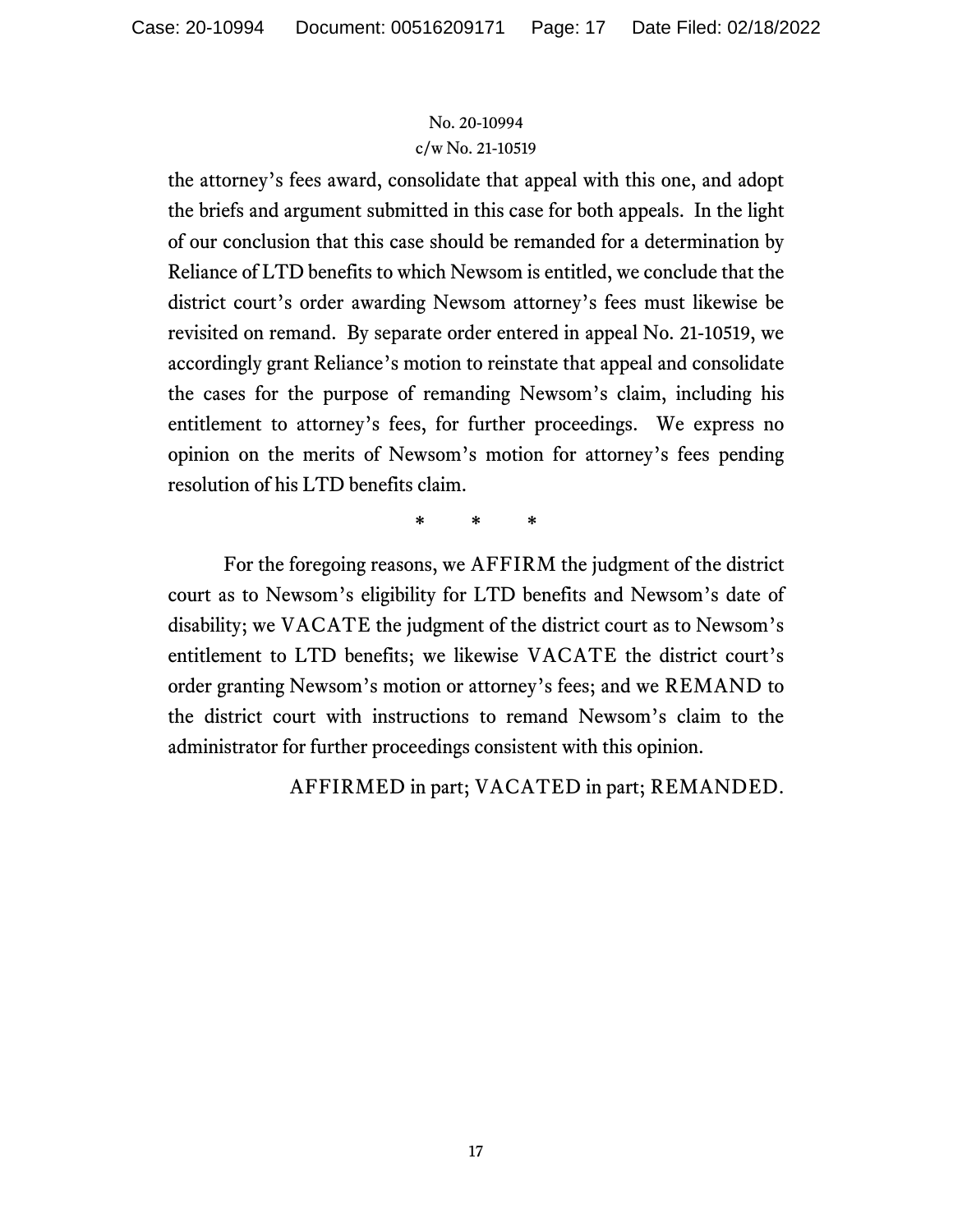the attorney's fees award, consolidate that appeal with this one, and adopt the briefs and argument submitted in this case for both appeals. In the light of our conclusion that this case should be remanded for a determination by Reliance of LTD benefits to which Newsom is entitled, we conclude that the district court's order awarding Newsom attorney's fees must likewise be revisited on remand. By separate order entered in appeal No. 21-10519, we accordingly grant Reliance's motion to reinstate that appeal and consolidate the cases for the purpose of remanding Newsom's claim, including his entitlement to attorney's fees, for further proceedings. We express no opinion on the merits of Newsom's motion for attorney's fees pending resolution of his LTD benefits claim.

\* \* \*

For the foregoing reasons, we AFFIRM the judgment of the district court as to Newsom's eligibility for LTD benefits and Newsom's date of disability; we VACATE the judgment of the district court as to Newsom's entitlement to LTD benefits; we likewise VACATE the district court's order granting Newsom's motion or attorney's fees; and we REMAND to the district court with instructions to remand Newsom's claim to the administrator for further proceedings consistent with this opinion.

AFFIRMED in part; VACATED in part; REMANDED.